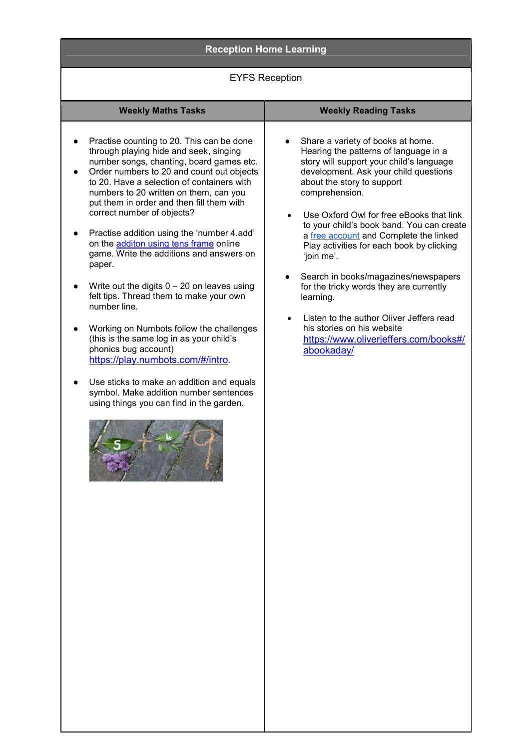# Reception Home Learning

EYFS Reception

| Weekly Maths Tasks | Weekly Reading Tasks |
|---|---|
| • Practise counting to 20. This can be done through playing hide and seek, singing number songs, chanting, board games etc.<br>• Order numbers to 20 and count out objects to 20. Have a selection of containers with numbers to 20 written on them, can you put them in order and then fill them with correct number of objects?<br><br>• Practise addition using the 'number 4.add' on the additon using tens frame online game. Write the additions and answers on paper.<br><br>• Write out the digits 0 – 20 on leaves using felt tips. Thread them to make your own number line.<br><br>• Working on Numbots follow the challenges (this is the same log in as your child's phonics bug account) https://play.numbots.com/#/intro.<br><br>• Use sticks to make an addition and equals symbol. Make addition number sentences using things you can find in the garden. | • Share a variety of books at home. Hearing the patterns of language in a story will support your child's language development. Ask your child questions about the story to support comprehension.<br><br>• Use Oxford Owl for free eBooks that link to your child's book band. You can create a free account and Complete the linked Play activities for each book by clicking 'join me'.<br><br>• Search in books/magazines/newspapers for the tricky words they are currently learning.<br><br>• Listen to the author Oliver Jeffers read his stories on his website https://www.oliverjeffers.com/books#/abookaday/ |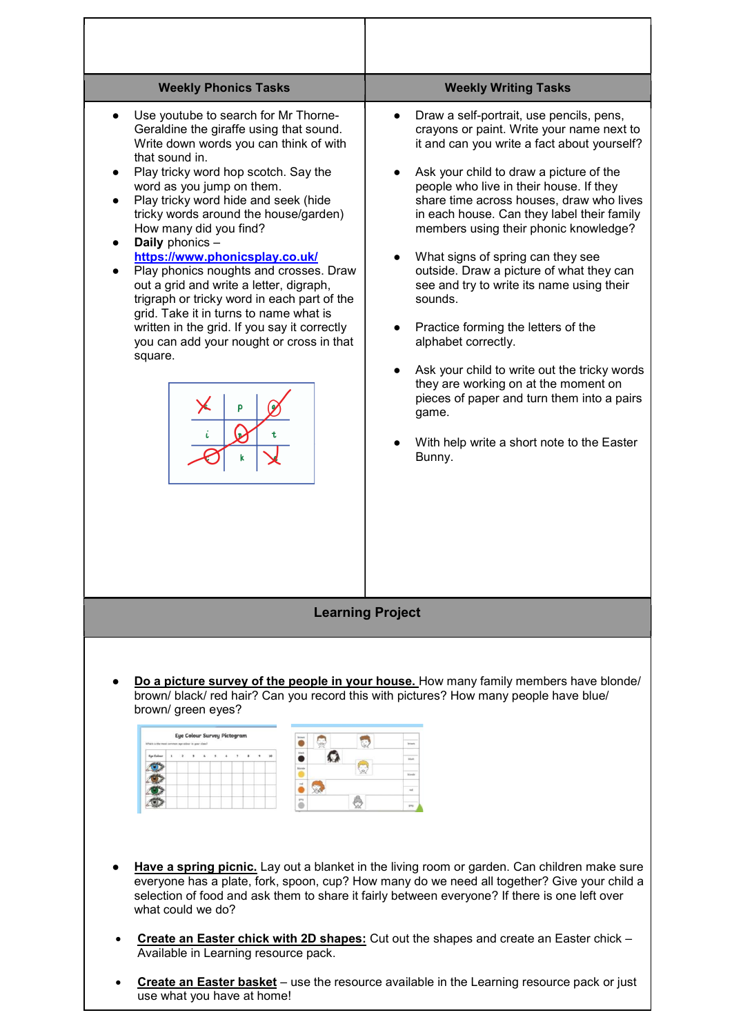| Weekly Phonics Tasks | Weekly Writing Tasks |
| --- | --- |
| • Use youtube to search for Mr Thorne- Geraldine the giraffe using that sound. Write down words you can think of with that sound in.<br>• Play tricky word hop scotch. Say the word as you jump on them.<br>• Play tricky word hide and seek (hide tricky words around the house/garden) How many did you find?<br>• **Daily** phonics – **https://www.phonicsplay.co.uk/**<br>• Play phonics noughts and crosses. Draw out a grid and write a letter, digraph, trigraph or tricky word in each part of the grid. Take it in turns to name what is written in the grid. If you say it correctly you can add your nought or cross in that square. | • Draw a self-portrait, use pencils, pens, crayons or paint. Write your name next to it and can you write a fact about yourself?<br>• Ask your child to draw a picture of the people who live in their house. If they share time across houses, draw who lives in each house. Can they label their family members using their phonic knowledge?<br>• What signs of spring can they see outside. Draw a picture of what they can see and try to write its name using their sounds.<br>• Practice forming the letters of the alphabet correctly.<br>• Ask your child to write out the tricky words they are working on at the moment on pieces of paper and turn them into a pairs game.<br>• With help write a short note to the Easter Bunny. |

## Learning Project

- **Do a picture survey of the people in your house.** How many family members have blonde/ brown/ black/ red hair? Can you record this with pictures? How many people have blue/ brown/ green eyes?

- **Have a spring picnic.** Lay out a blanket in the living room or garden. Can children make sure everyone has a plate, fork, spoon, cup? How many do we need all together? Give your child a selection of food and ask them to share it fairly between everyone? If there is one left over what could we do?

- **Create an Easter chick with 2D shapes:** Cut out the shapes and create an Easter chick – Available in Learning resource pack.

- **Create an Easter basket** – use the resource available in the Learning resource pack or just use what you have at home!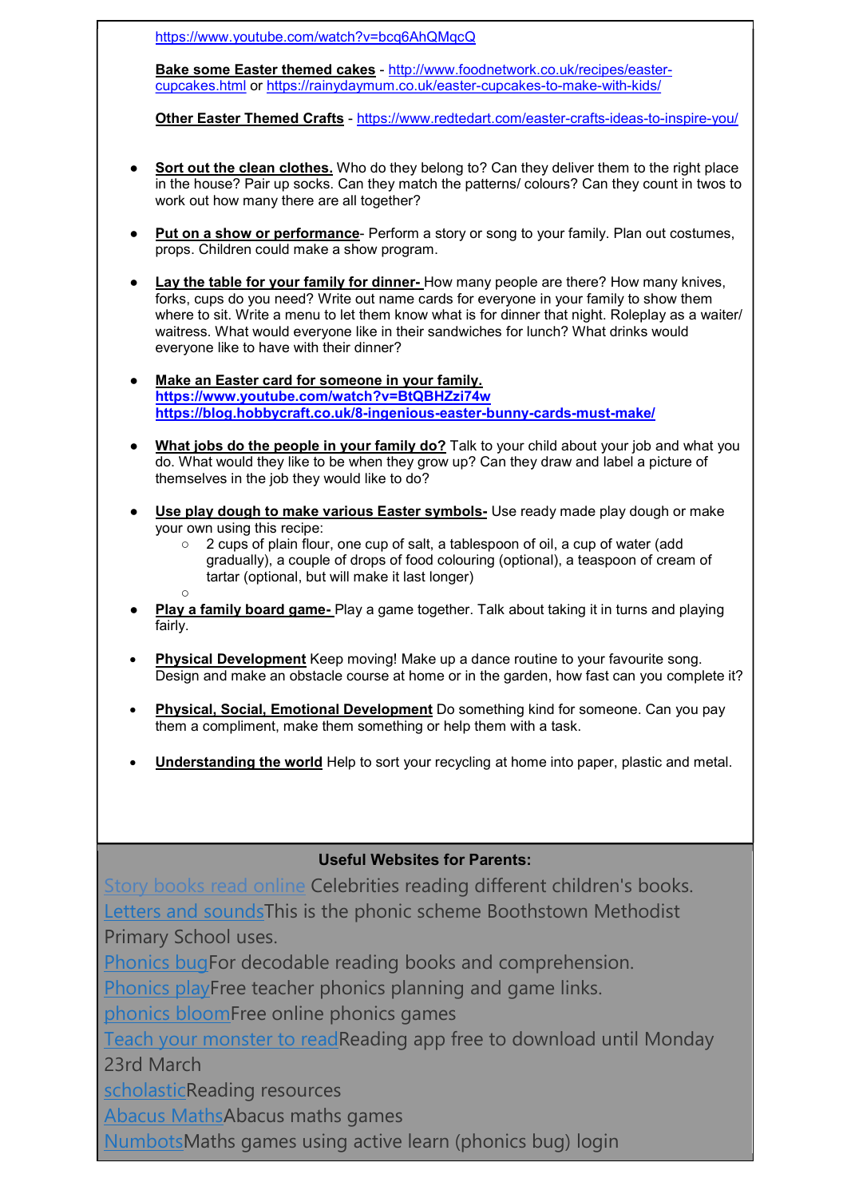https://www.youtube.com/watch?v=bcq6AhQMqcQ

**Bake some Easter themed cakes** - http://www.foodnetwork.co.uk/recipes/easter-cupcakes.html or https://rainydaymum.co.uk/easter-cupcakes-to-make-with-kids/

**Other Easter Themed Crafts** - https://www.redtedart.com/easter-crafts-ideas-to-inspire-you/

- **Sort out the clean clothes.** Who do they belong to? Can they deliver them to the right place in the house? Pair up socks. Can they match the patterns/ colours? Can they count in twos to work out how many there are all together?

- **Put on a show or performance**- Perform a story or song to your family. Plan out costumes, props. Children could make a show program.

- **Lay the table for your family for dinner-** How many people are there? How many knives, forks, cups do you need? Write out name cards for everyone in your family to show them where to sit. Write a menu to let them know what is for dinner that night. Roleplay as a waiter/ waitress. What would everyone like in their sandwiches for lunch? What drinks would everyone like to have with their dinner?

- **Make an Easter card for someone in your family.**
  **https://www.youtube.com/watch?v=BtQBHZzi74w**
  **https://blog.hobbycraft.co.uk/8-ingenious-easter-bunny-cards-must-make/**

- **What jobs do the people in your family do?** Talk to your child about your job and what you do. What would they like to be when they grow up? Can they draw and label a picture of themselves in the job they would like to do?

- **Use play dough to make various Easter symbols-** Use ready made play dough or make your own using this recipe:
  - 2 cups of plain flour, one cup of salt, a tablespoon of oil, a cup of water (add gradually), a couple of drops of food colouring (optional), a teaspoon of cream of tartar (optional, but will make it last longer)

- **Play a family board game-** Play a game together. Talk about taking it in turns and playing fairly.

- **Physical Development** Keep moving! Make up a dance routine to your favourite song. Design and make an obstacle course at home or in the garden, how fast can you complete it?

- **Physical, Social, Emotional Development** Do something kind for someone. Can you pay them a compliment, make them something or help them with a task.

- **Understanding the world** Help to sort your recycling at home into paper, plastic and metal.

**Useful Websites for Parents:**

Story books read online Celebrities reading different children's books.
Letters and soundsThis is the phonic scheme Boothstown Methodist Primary School uses.
Phonics bugFor decodable reading books and comprehension.
Phonics playFree teacher phonics planning and game links.
phonics bloomFree online phonics games
Teach your monster to readReading app free to download until Monday 23rd March
scholasticReading resources
Abacus MathsAbacus maths games
NumbotsMaths games using active learn (phonics bug) login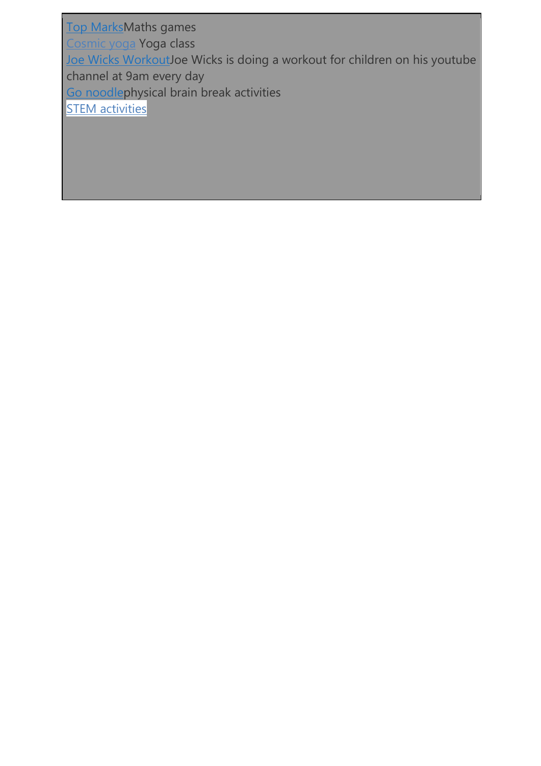Top MarksMaths games
Cosmic yoga Yoga class
Joe Wicks WorkoutJoe Wicks is doing a workout for children on his youtube channel at 9am every day
Go noodlephysical brain break activities
STEM activities